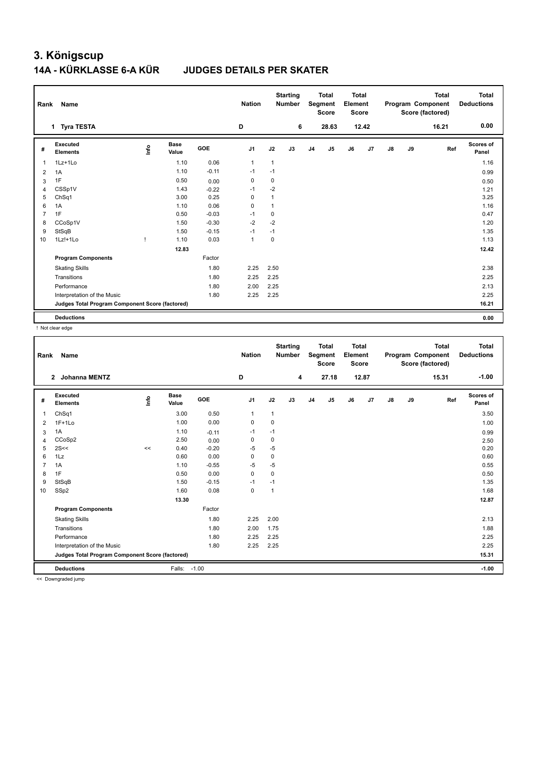# 3. Königscup

## 14A - KÜRKLASSE 6-A KÜR JUDGES DETAILS PER SKATER

| Rank | Name | Nation | Starting Number | Total Segment Score | Total Element Score | Total Program Component Score (factored) | Total Deductions |
|---|---|---|---|---|---|---|---|
| 1 | Tyra TESTA | D | 6 | 28.63 | 12.42 | 16.21 | 0.00 |

| # | Executed Elements | Info | Base Value | GOE | J1 | J2 | J3 | J4 | J5 | J6 | J7 | J8 | J9 | Ref | Scores of Panel |
|---|---|---|---|---|---|---|---|---|---|---|---|---|---|---|---|
| 1 | 1Lz+1Lo | | 1.10 | 0.06 | 1 | 1 | | | | | | | | | 1.16 |
| 2 | 1A | | 1.10 | -0.11 | -1 | -1 | | | | | | | | | 0.99 |
| 3 | 1F | | 0.50 | 0.00 | 0 | 0 | | | | | | | | | 0.50 |
| 4 | CSSp1V | | 1.43 | -0.22 | -1 | -2 | | | | | | | | | 1.21 |
| 5 | ChSq1 | | 3.00 | 0.25 | 0 | 1 | | | | | | | | | 3.25 |
| 6 | 1A | | 1.10 | 0.06 | 0 | 1 | | | | | | | | | 1.16 |
| 7 | 1F | | 0.50 | -0.03 | -1 | 0 | | | | | | | | | 0.47 |
| 8 | CCoSp1V | | 1.50 | -0.30 | -2 | -2 | | | | | | | | | 1.20 |
| 9 | StSqB | | 1.50 | -0.15 | -1 | -1 | | | | | | | | | 1.35 |
| 10 | 1Lz!+1Lo | ! | 1.10 | 0.03 | 1 | 0 | | | | | | | | | 1.13 |
| | | | 12.83 | | | | | | | | | | | | 12.42 |
| | **Program Components** | | | Factor | | | | | | | | | | | |
| | Skating Skills | | | 1.80 | 2.25 | 2.50 | | | | | | | | | 2.38 |
| | Transitions | | | 1.80 | 2.25 | 2.25 | | | | | | | | | 2.25 |
| | Performance | | | 1.80 | 2.00 | 2.25 | | | | | | | | | 2.13 |
| | Interpretation of the Music | | | 1.80 | 2.25 | 2.25 | | | | | | | | | 2.25 |
| | **Judges Total Program Component Score (factored)** | | | | | | | | | | | | | | 16.21 |
| | **Deductions** | | | | | | | | | | | | | | 0.00 |

! Not clear edge

| Rank | Name | Nation | Starting Number | Total Segment Score | Total Element Score | Total Program Component Score (factored) | Total Deductions |
|---|---|---|---|---|---|---|---|
| 2 | Johanna MENTZ | D | 4 | 27.18 | 12.87 | 15.31 | -1.00 |

| # | Executed Elements | Info | Base Value | GOE | J1 | J2 | J3 | J4 | J5 | J6 | J7 | J8 | J9 | Ref | Scores of Panel |
|---|---|---|---|---|---|---|---|---|---|---|---|---|---|---|---|
| 1 | ChSq1 | | 3.00 | 0.50 | 1 | 1 | | | | | | | | | 3.50 |
| 2 | 1F+1Lo | | 1.00 | 0.00 | 0 | 0 | | | | | | | | | 1.00 |
| 3 | 1A | | 1.10 | -0.11 | -1 | -1 | | | | | | | | | 0.99 |
| 4 | CCoSp2 | | 2.50 | 0.00 | 0 | 0 | | | | | | | | | 2.50 |
| 5 | 2S<< | << | 0.40 | -0.20 | -5 | -5 | | | | | | | | | 0.20 |
| 6 | 1Lz | | 0.60 | 0.00 | 0 | 0 | | | | | | | | | 0.60 |
| 7 | 1A | | 1.10 | -0.55 | -5 | -5 | | | | | | | | | 0.55 |
| 8 | 1F | | 0.50 | 0.00 | 0 | 0 | | | | | | | | | 0.50 |
| 9 | StSqB | | 1.50 | -0.15 | -1 | -1 | | | | | | | | | 1.35 |
| 10 | SSp2 | | 1.60 | 0.08 | 0 | 1 | | | | | | | | | 1.68 |
| | | | 13.30 | | | | | | | | | | | | 12.87 |
| | **Program Components** | | | Factor | | | | | | | | | | | |
| | Skating Skills | | | 1.80 | 2.25 | 2.00 | | | | | | | | | 2.13 |
| | Transitions | | | 1.80 | 2.00 | 1.75 | | | | | | | | | 1.88 |
| | Performance | | | 1.80 | 2.25 | 2.25 | | | | | | | | | 2.25 |
| | Interpretation of the Music | | | 1.80 | 2.25 | 2.25 | | | | | | | | | 2.25 |
| | **Judges Total Program Component Score (factored)** | | | | | | | | | | | | | | 15.31 |
| | **Deductions** | | Falls: | -1.00 | | | | | | | | | | | -1.00 |

<< Downgraded jump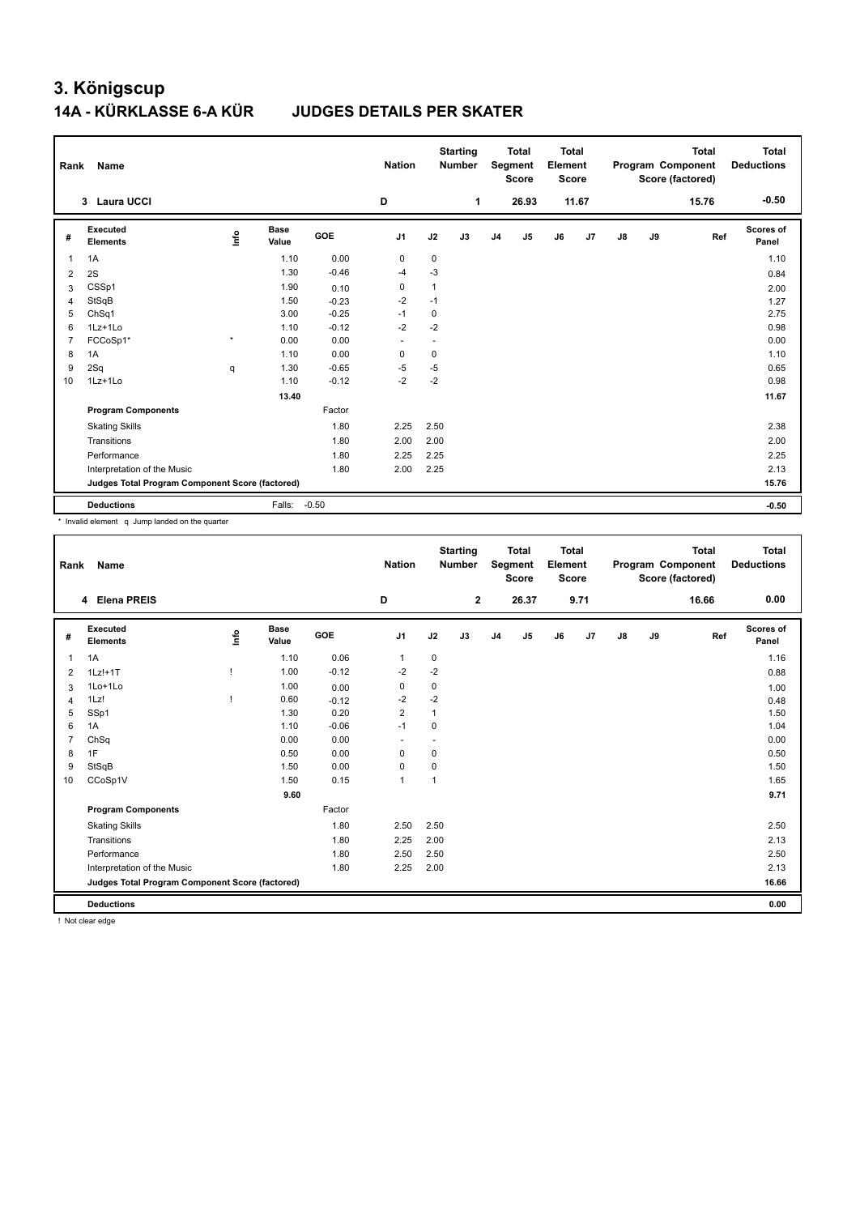# 3. Königscup

## 14A - KÜRKLASSE 6-A KÜR JUDGES DETAILS PER SKATER

| Rank | Name | Nation | Starting Number | Total Segment Score | Total Element Score | Total Program Component Score (factored) | Total Deductions |
|---|---|---|---|---|---|---|---|
| 3 | Laura UCCI | D | 1 | 26.93 | 11.67 | 15.76 | -0.50 |

| # | Executed Elements | Info | Base Value | GOE | J1 | J2 | J3 | J4 | J5 | J6 | J7 | J8 | J9 | Ref | Scores of Panel |
|---|---|---|---|---|---|---|---|---|---|---|---|---|---|---|---|
| 1 | 1A | | 1.10 | 0.00 | 0 | 0 | | | | | | | | | 1.10 |
| 2 | 2S | | 1.30 | -0.46 | -4 | -3 | | | | | | | | | 0.84 |
| 3 | CSSp1 | | 1.90 | 0.10 | 0 | 1 | | | | | | | | | 2.00 |
| 4 | StSqB | | 1.50 | -0.23 | -2 | -1 | | | | | | | | | 1.27 |
| 5 | ChSq1 | | 3.00 | -0.25 | -1 | 0 | | | | | | | | | 2.75 |
| 6 | 1Lz+1Lo | | 1.10 | -0.12 | -2 | -2 | | | | | | | | | 0.98 |
| 7 | FCCoSp1* | * | 0.00 | 0.00 | - | - | | | | | | | | | 0.00 |
| 8 | 1A | | 1.10 | 0.00 | 0 | 0 | | | | | | | | | 1.10 |
| 9 | 2Sq | q | 1.30 | -0.65 | -5 | -5 | | | | | | | | | 0.65 |
| 10 | 1Lz+1Lo | | 1.10 | -0.12 | -2 | -2 | | | | | | | | | 0.98 |
| | | | 13.40 | | | | | | | | | | | | 11.67 |
| | **Program Components** | | | Factor | | | | | | | | | | | |
| | Skating Skills | | | 1.80 | 2.25 | 2.50 | | | | | | | | | 2.38 |
| | Transitions | | | 1.80 | 2.00 | 2.00 | | | | | | | | | 2.00 |
| | Performance | | | 1.80 | 2.25 | 2.25 | | | | | | | | | 2.25 |
| | Interpretation of the Music | | | 1.80 | 2.00 | 2.25 | | | | | | | | | 2.13 |
| | **Judges Total Program Component Score (factored)** | | | | | | | | | | | | | | 15.76 |
| | **Deductions** | | Falls: | -0.50 | | | | | | | | | | | -0.50 |

* Invalid element q Jump landed on the quarter

| Rank | Name | Nation | Starting Number | Total Segment Score | Total Element Score | Total Program Component Score (factored) | Total Deductions |
|---|---|---|---|---|---|---|---|
| 4 | Elena PREIS | D | 2 | 26.37 | 9.71 | 16.66 | 0.00 |

| # | Executed Elements | Info | Base Value | GOE | J1 | J2 | J3 | J4 | J5 | J6 | J7 | J8 | J9 | Ref | Scores of Panel |
|---|---|---|---|---|---|---|---|---|---|---|---|---|---|---|---|
| 1 | 1A | | 1.10 | 0.06 | 1 | 0 | | | | | | | | | 1.16 |
| 2 | 1Lz!+1T | ! | 1.00 | -0.12 | -2 | -2 | | | | | | | | | 0.88 |
| 3 | 1Lo+1Lo | | 1.00 | 0.00 | 0 | 0 | | | | | | | | | 1.00 |
| 4 | 1Lz! | ! | 0.60 | -0.12 | -2 | -2 | | | | | | | | | 0.48 |
| 5 | SSp1 | | 1.30 | 0.20 | 2 | 1 | | | | | | | | | 1.50 |
| 6 | 1A | | 1.10 | -0.06 | -1 | 0 | | | | | | | | | 1.04 |
| 7 | ChSq | | 0.00 | 0.00 | - | - | | | | | | | | | 0.00 |
| 8 | 1F | | 0.50 | 0.00 | 0 | 0 | | | | | | | | | 0.50 |
| 9 | StSqB | | 1.50 | 0.00 | 0 | 0 | | | | | | | | | 1.50 |
| 10 | CCoSp1V | | 1.50 | 0.15 | 1 | 1 | | | | | | | | | 1.65 |
| | | | 9.60 | | | | | | | | | | | | 9.71 |
| | **Program Components** | | | Factor | | | | | | | | | | | |
| | Skating Skills | | | 1.80 | 2.50 | 2.50 | | | | | | | | | 2.50 |
| | Transitions | | | 1.80 | 2.25 | 2.00 | | | | | | | | | 2.13 |
| | Performance | | | 1.80 | 2.50 | 2.50 | | | | | | | | | 2.50 |
| | Interpretation of the Music | | | 1.80 | 2.25 | 2.00 | | | | | | | | | 2.13 |
| | **Judges Total Program Component Score (factored)** | | | | | | | | | | | | | | 16.66 |
| | **Deductions** | | | | | | | | | | | | | | 0.00 |

! Not clear edge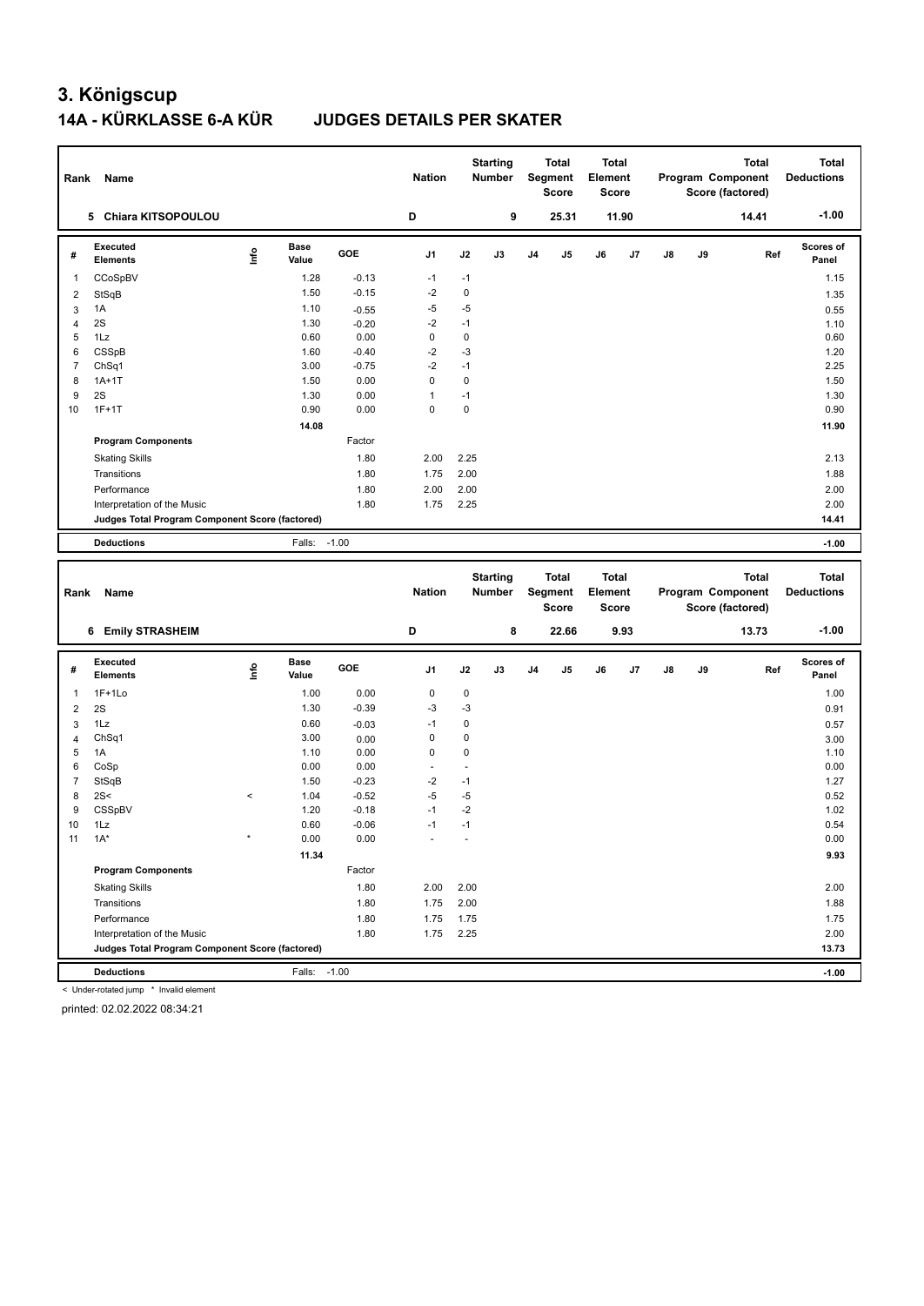# 3. Königscup

## 14A - KÜRKLASSE 6-A KÜR JUDGES DETAILS PER SKATER

| Rank | Name | Nation | Starting Number | Total Segment Score | Total Element Score | Total Program Component Score (factored) | Total Deductions |
|---|---|---|---|---|---|---|---|
| 5 | Chiara KITSOPOULOU | D | 9 | 25.31 | 11.90 | 14.41 | -1.00 |

| # | Executed Elements | Info | Base Value | GOE | J1 | J2 | J3 | J4 | J5 | J6 | J7 | J8 | J9 | Ref | Scores of Panel |
|---|---|---|---|---|---|---|---|---|---|---|---|---|---|---|---|
| 1 | CCoSpBV | | 1.28 | -0.13 | -1 | -1 | | | | | | | | | 1.15 |
| 2 | StSqB | | 1.50 | -0.15 | -2 | 0 | | | | | | | | | 1.35 |
| 3 | 1A | | 1.10 | -0.55 | -5 | -5 | | | | | | | | | 0.55 |
| 4 | 2S | | 1.30 | -0.20 | -2 | -1 | | | | | | | | | 1.10 |
| 5 | 1Lz | | 0.60 | 0.00 | 0 | 0 | | | | | | | | | 0.60 |
| 6 | CSSpB | | 1.60 | -0.40 | -2 | -3 | | | | | | | | | 1.20 |
| 7 | ChSq1 | | 3.00 | -0.75 | -2 | -1 | | | | | | | | | 2.25 |
| 8 | 1A+1T | | 1.50 | 0.00 | 0 | 0 | | | | | | | | | 1.50 |
| 9 | 2S | | 1.30 | 0.00 | 1 | -1 | | | | | | | | | 1.30 |
| 10 | 1F+1T | | 0.90 | 0.00 | 0 | 0 | | | | | | | | | 0.90 |
| | | | 14.08 | | | | | | | | | | | | 11.90 |
| | Program Components | | | Factor | | | | | | | | | | | |
| | Skating Skills | | | 1.80 | 2.00 | 2.25 | | | | | | | | | 2.13 |
| | Transitions | | | 1.80 | 1.75 | 2.00 | | | | | | | | | 1.88 |
| | Performance | | | 1.80 | 2.00 | 2.00 | | | | | | | | | 2.00 |
| | Interpretation of the Music | | | 1.80 | 1.75 | 2.25 | | | | | | | | | 2.00 |
| | Judges Total Program Component Score (factored) | | | | | | | | | | | | | | 14.41 |
| | Deductions | | Falls: | -1.00 | | | | | | | | | | | -1.00 |

| Rank | Name | Nation | Starting Number | Total Segment Score | Total Element Score | Total Program Component Score (factored) | Total Deductions |
|---|---|---|---|---|---|---|---|
| 6 | Emily STRASHEIM | D | 8 | 22.66 | 9.93 | 13.73 | -1.00 |

| # | Executed Elements | Info | Base Value | GOE | J1 | J2 | J3 | J4 | J5 | J6 | J7 | J8 | J9 | Ref | Scores of Panel |
|---|---|---|---|---|---|---|---|---|---|---|---|---|---|---|---|
| 1 | 1F+1Lo | | 1.00 | 0.00 | 0 | 0 | | | | | | | | | 1.00 |
| 2 | 2S | | 1.30 | -0.39 | -3 | -3 | | | | | | | | | 0.91 |
| 3 | 1Lz | | 0.60 | -0.03 | -1 | 0 | | | | | | | | | 0.57 |
| 4 | ChSq1 | | 3.00 | 0.00 | 0 | 0 | | | | | | | | | 3.00 |
| 5 | 1A | | 1.10 | 0.00 | 0 | 0 | | | | | | | | | 1.10 |
| 6 | CoSp | | 0.00 | 0.00 | - | - | | | | | | | | | 0.00 |
| 7 | StSqB | | 1.50 | -0.23 | -2 | -1 | | | | | | | | | 1.27 |
| 8 | 2S< | < | 1.04 | -0.52 | -5 | -5 | | | | | | | | | 0.52 |
| 9 | CSSpBV | | 1.20 | -0.18 | -1 | -2 | | | | | | | | | 1.02 |
| 10 | 1Lz | | 0.60 | -0.06 | -1 | -1 | | | | | | | | | 0.54 |
| 11 | 1A* | * | 0.00 | 0.00 | - | - | | | | | | | | | 0.00 |
| | | | 11.34 | | | | | | | | | | | | 9.93 |
| | Program Components | | | Factor | | | | | | | | | | | |
| | Skating Skills | | | 1.80 | 2.00 | 2.00 | | | | | | | | | 2.00 |
| | Transitions | | | 1.80 | 1.75 | 2.00 | | | | | | | | | 1.88 |
| | Performance | | | 1.80 | 1.75 | 1.75 | | | | | | | | | 1.75 |
| | Interpretation of the Music | | | 1.80 | 1.75 | 2.25 | | | | | | | | | 2.00 |
| | Judges Total Program Component Score (factored) | | | | | | | | | | | | | | 13.73 |
| | Deductions | | Falls: | -1.00 | | | | | | | | | | | -1.00 |

< Under-rotated jump * Invalid element

printed: 02.02.2022 08:34:21